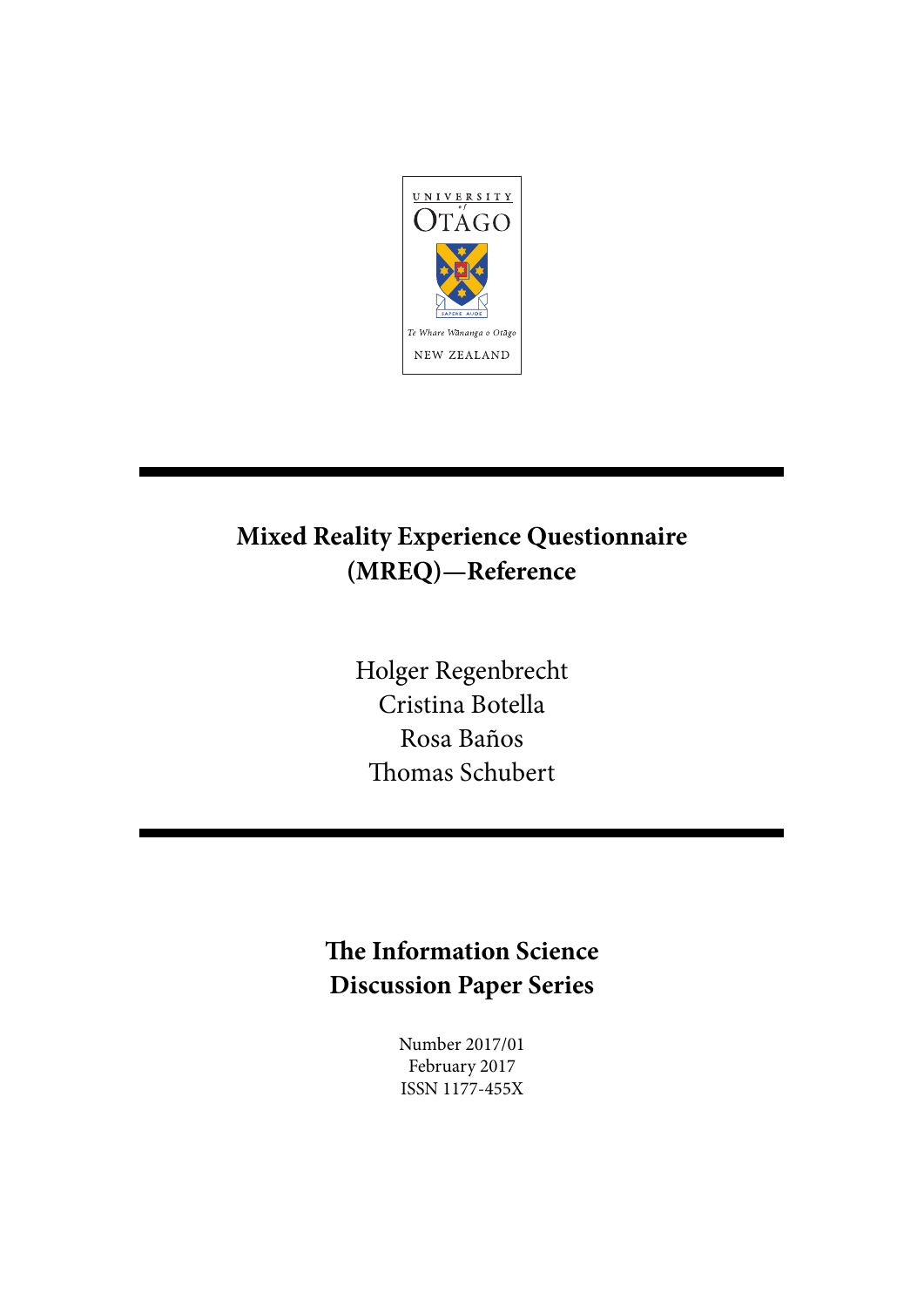UNIVERSITY of OTAGO

*Te Whare Wānanga o Otāgo*

NEW ZEALAND

# Mixed Reality Experience Questionnaire (MREQ)—Reference

Holger Regenbrecht
Cristina Botella
Rosa Baños
Thomas Schubert

## The Information Science Discussion Paper Series

Number 2017/01
February 2017
ISSN 1177-455X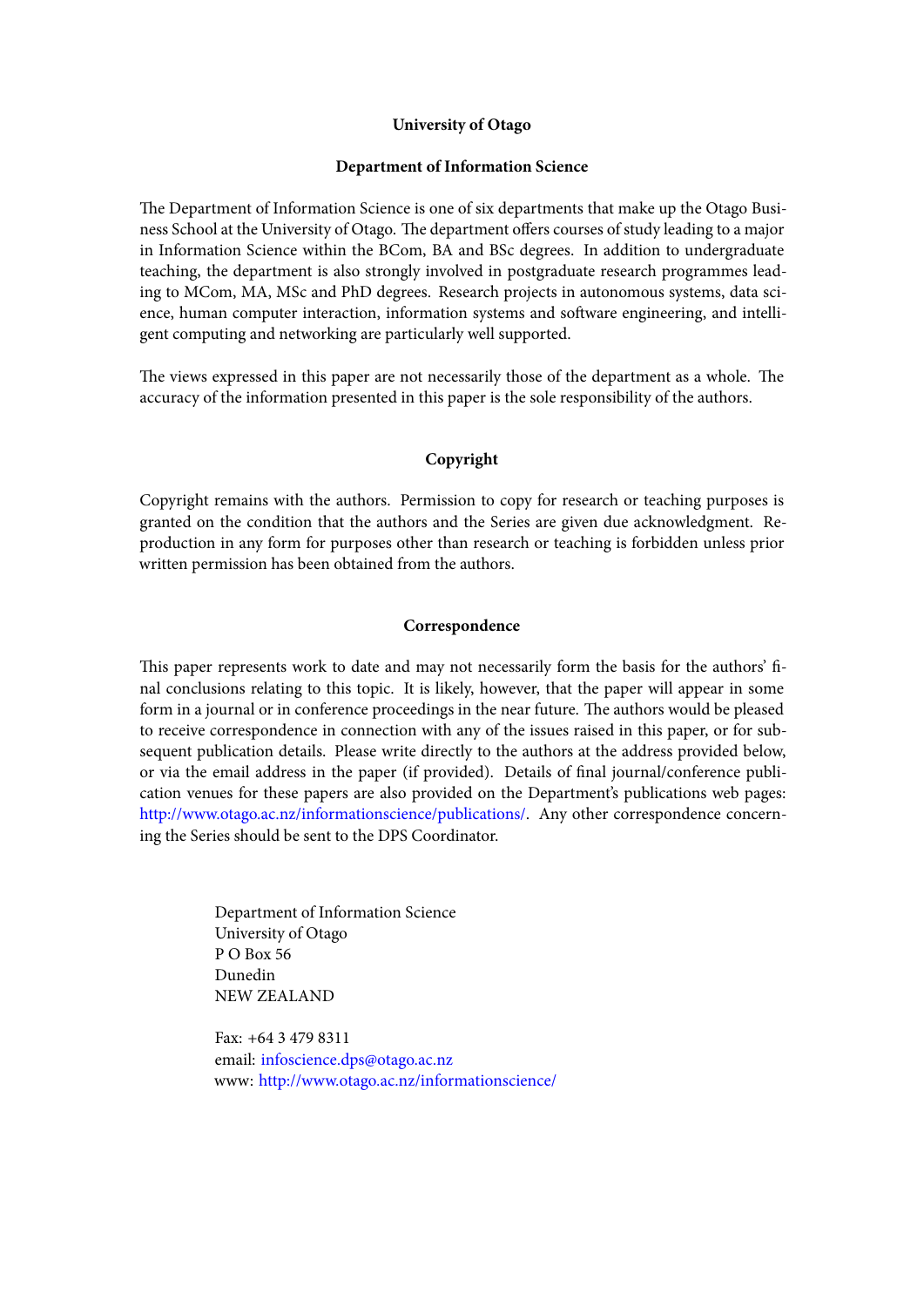**University of Otago**

**Department of Information Science**

The Department of Information Science is one of six departments that make up the Otago Business School at the University of Otago. The department offers courses of study leading to a major in Information Science within the BCom, BA and BSc degrees. In addition to undergraduate teaching, the department is also strongly involved in postgraduate research programmes leading to MCom, MA, MSc and PhD degrees. Research projects in autonomous systems, data science, human computer interaction, information systems and software engineering, and intelligent computing and networking are particularly well supported.

The views expressed in this paper are not necessarily those of the department as a whole. The accuracy of the information presented in this paper is the sole responsibility of the authors.

**Copyright**

Copyright remains with the authors. Permission to copy for research or teaching purposes is granted on the condition that the authors and the Series are given due acknowledgment. Reproduction in any form for purposes other than research or teaching is forbidden unless prior written permission has been obtained from the authors.

**Correspondence**

This paper represents work to date and may not necessarily form the basis for the authors' final conclusions relating to this topic. It is likely, however, that the paper will appear in some form in a journal or in conference proceedings in the near future. The authors would be pleased to receive correspondence in connection with any of the issues raised in this paper, or for subsequent publication details. Please write directly to the authors at the address provided below, or via the email address in the paper (if provided). Details of final journal/conference publication venues for these papers are also provided on the Department's publications web pages: http://www.otago.ac.nz/informationscience/publications/. Any other correspondence concerning the Series should be sent to the DPS Coordinator.

Department of Information Science
University of Otago
P O Box 56
Dunedin
NEW ZEALAND

Fax: +64 3 479 8311
email: infoscience.dps@otago.ac.nz
www: http://www.otago.ac.nz/informationscience/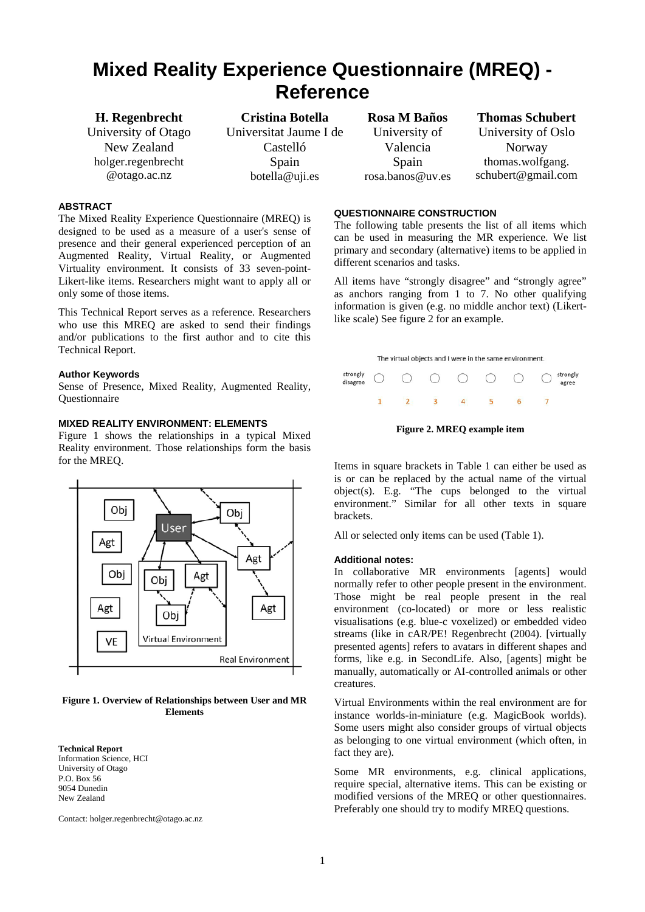# Mixed Reality Experience Questionnaire (MREQ) - Reference

| **H. Regenbrecht** | **Cristina Botella** | **Rosa M Baños** | **Thomas Schubert** |
|---|---|---|---|
| University of Otago | Universitat Jaume I de Castelló | University of Valencia | University of Oslo |
| New Zealand | Spain | Spain | Norway |
| holger.regenbrecht@otago.ac.nz | botella@uji.es | rosa.banos@uv.es | thomas.wolfgang.schubert@gmail.com |

### ABSTRACT

The Mixed Reality Experience Questionnaire (MREQ) is designed to be used as a measure of a user's sense of presence and their general experienced perception of an Augmented Reality, Virtual Reality, or Augmented Virtuality environment. It consists of 33 seven-point-Likert-like items. Researchers might want to apply all or only some of those items.

This Technical Report serves as a reference. Researchers who use this MREQ are asked to send their findings and/or publications to the first author and to cite this Technical Report.

### Author Keywords

Sense of Presence, Mixed Reality, Augmented Reality, Questionnaire

### MIXED REALITY ENVIRONMENT: ELEMENTS

Figure 1 shows the relationships in a typical Mixed Reality environment. Those relationships form the basis for the MREQ.

**Figure 1. Overview of Relationships between User and MR Elements**

**Technical Report**
Information Science, HCI
University of Otago
P.O. Box 56
9054 Dunedin
New Zealand

Contact: holger.regenbrecht@otago.ac.nz

### QUESTIONNAIRE CONSTRUCTION

The following table presents the list of all items which can be used in measuring the MR experience. We list primary and secondary (alternative) items to be applied in different scenarios and tasks.

All items have "strongly disagree" and "strongly agree" as anchors ranging from 1 to 7. No other qualifying information is given (e.g. no middle anchor text) (Likert-like scale) See figure 2 for an example.

**Figure 2. MREQ example item**

Items in square brackets in Table 1 can either be used as is or can be replaced by the actual name of the virtual object(s). E.g. "The cups belonged to the virtual environment." Similar for all other texts in square brackets.

All or selected only items can be used (Table 1).

### Additional notes:

In collaborative MR environments [agents] would normally refer to other people present in the environment. Those might be real people present in the real environment (co-located) or more or less realistic visualisations (e.g. blue-c voxelized) or embedded video streams (like in cAR/PE! Regenbrecht (2004). [virtually presented agents] refers to avatars in different shapes and forms, like e.g. in SecondLife. Also, [agents] might be manually, automatically or AI-controlled animals or other creatures.

Virtual Environments within the real environment are for instance worlds-in-miniature (e.g. MagicBook worlds). Some users might also consider groups of virtual objects as belonging to one virtual environment (which often, in fact they are).

Some MR environments, e.g. clinical applications, require special, alternative items. This can be existing or modified versions of the MREQ or other questionnaires. Preferably one should try to modify MREQ questions.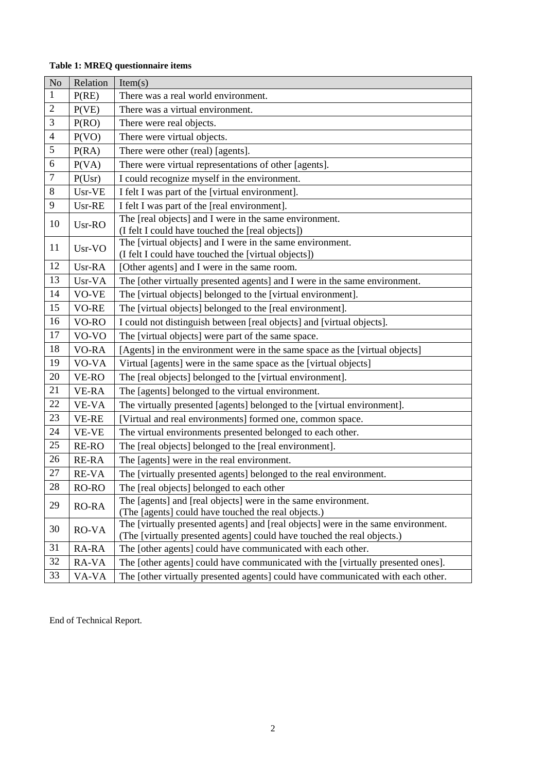**Table 1: MREQ questionnaire items**

| No | Relation | Item(s) |
|---|---|---|
| 1 | P(RE) | There was a real world environment. |
| 2 | P(VE) | There was a virtual environment. |
| 3 | P(RO) | There were real objects. |
| 4 | P(VO) | There were virtual objects. |
| 5 | P(RA) | There were other (real) [agents]. |
| 6 | P(VA) | There were virtual representations of other [agents]. |
| 7 | P(Usr) | I could recognize myself in the environment. |
| 8 | Usr-VE | I felt I was part of the [virtual environment]. |
| 9 | Usr-RE | I felt I was part of the [real environment]. |
| 10 | Usr-RO | The [real objects] and I were in the same environment.<br>(I felt I could have touched the [real objects]) |
| 11 | Usr-VO | The [virtual objects] and I were in the same environment.<br>(I felt I could have touched the [virtual objects]) |
| 12 | Usr-RA | [Other agents] and I were in the same room. |
| 13 | Usr-VA | The [other virtually presented agents] and I were in the same environment. |
| 14 | VO-VE | The [virtual objects] belonged to the [virtual environment]. |
| 15 | VO-RE | The [virtual objects] belonged to the [real environment]. |
| 16 | VO-RO | I could not distinguish between [real objects] and [virtual objects]. |
| 17 | VO-VO | The [virtual objects] were part of the same space. |
| 18 | VO-RA | [Agents] in the environment were in the same space as the [virtual objects] |
| 19 | VO-VA | Virtual [agents] were in the same space as the [virtual objects] |
| 20 | VE-RO | The [real objects] belonged to the [virtual environment]. |
| 21 | VE-RA | The [agents] belonged to the virtual environment. |
| 22 | VE-VA | The virtually presented [agents] belonged to the [virtual environment]. |
| 23 | VE-RE | [Virtual and real environments] formed one, common space. |
| 24 | VE-VE | The virtual environments presented belonged to each other. |
| 25 | RE-RO | The [real objects] belonged to the [real environment]. |
| 26 | RE-RA | The [agents] were in the real environment. |
| 27 | RE-VA | The [virtually presented agents] belonged to the real environment. |
| 28 | RO-RO | The [real objects] belonged to each other |
| 29 | RO-RA | The [agents] and [real objects] were in the same environment.<br>(The [agents] could have touched the real objects.) |
| 30 | RO-VA | The [virtually presented agents] and [real objects] were in the same environment.<br>(The [virtually presented agents] could have touched the real objects.) |
| 31 | RA-RA | The [other agents] could have communicated with each other. |
| 32 | RA-VA | The [other agents] could have communicated with the [virtually presented ones]. |
| 33 | VA-VA | The [other virtually presented agents] could have communicated with each other. |

End of Technical Report.